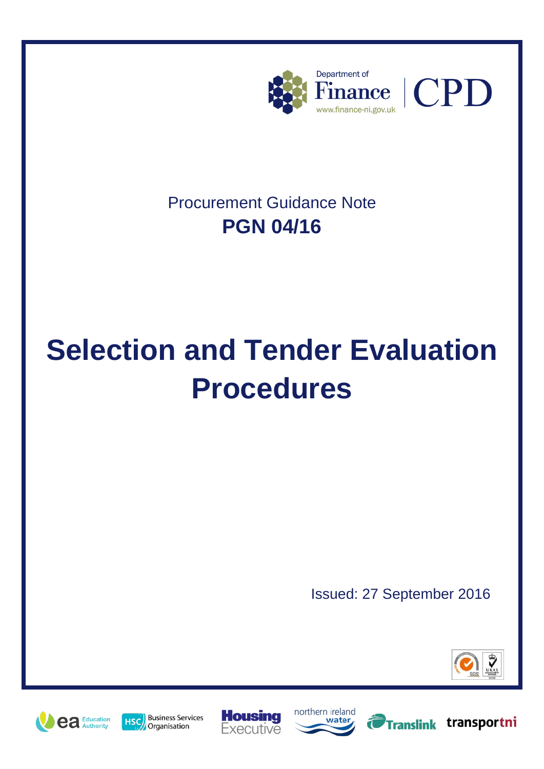Department of Finance | CPD

www.finance-ni.gov.uk

Procurement Guidance Note

**PGN 04/16**

# Selection and Tender Evaluation Procedures

Issued: 27 September 2016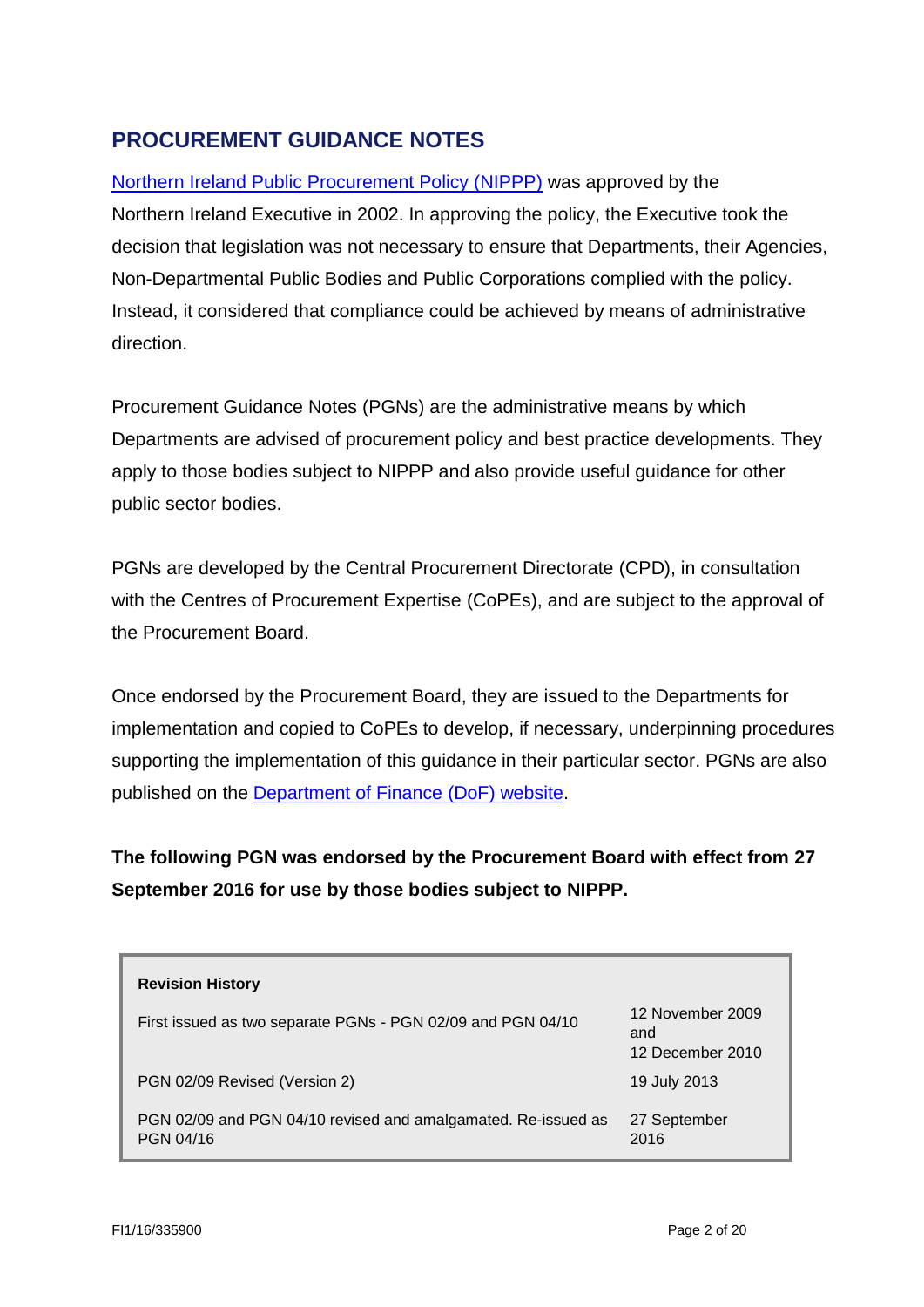## PROCUREMENT GUIDANCE NOTES

Northern Ireland Public Procurement Policy (NIPPP) was approved by the Northern Ireland Executive in 2002. In approving the policy, the Executive took the decision that legislation was not necessary to ensure that Departments, their Agencies, Non-Departmental Public Bodies and Public Corporations complied with the policy. Instead, it considered that compliance could be achieved by means of administrative direction.

Procurement Guidance Notes (PGNs) are the administrative means by which Departments are advised of procurement policy and best practice developments. They apply to those bodies subject to NIPPP and also provide useful guidance for other public sector bodies.

PGNs are developed by the Central Procurement Directorate (CPD), in consultation with the Centres of Procurement Expertise (CoPEs), and are subject to the approval of the Procurement Board.

Once endorsed by the Procurement Board, they are issued to the Departments for implementation and copied to CoPEs to develop, if necessary, underpinning procedures supporting the implementation of this guidance in their particular sector. PGNs are also published on the Department of Finance (DoF) website.

**The following PGN was endorsed by the Procurement Board with effect from 27 September 2016 for use by those bodies subject to NIPPP.**

| **Revision History** | |
|---|---|
| First issued as two separate PGNs - PGN 02/09 and PGN 04/10 | 12 November 2009 and 12 December 2010 |
| PGN 02/09 Revised (Version 2) | 19 July 2013 |
| PGN 02/09 and PGN 04/10 revised and amalgamated. Re-issued as PGN 04/16 | 27 September 2016 |

FI1/16/335900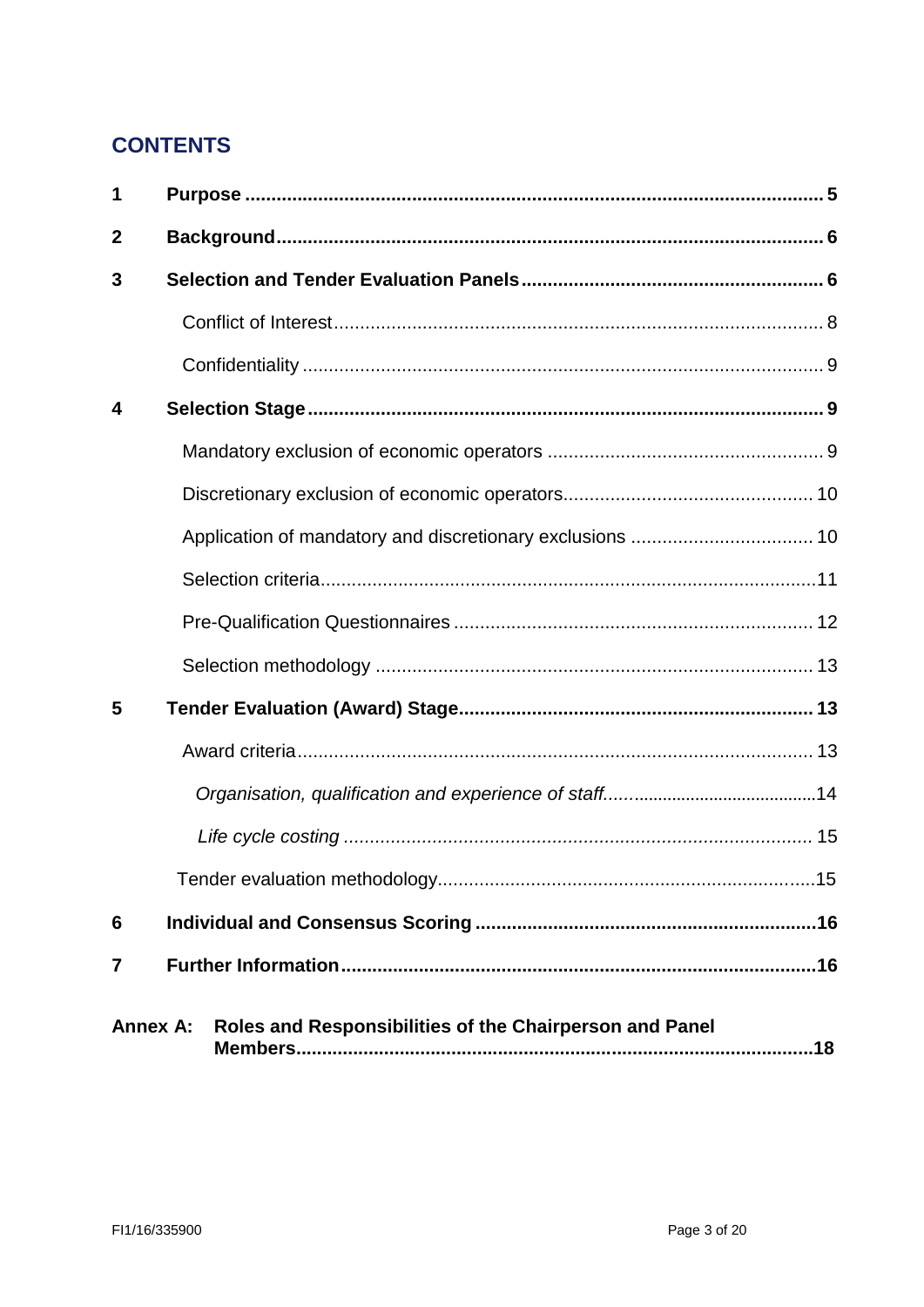## CONTENTS

| | | |
|---|---|---|
| **1** | **Purpose** | **5** |
| **2** | **Background** | **6** |
| **3** | **Selection and Tender Evaluation Panels** | **6** |
| | Conflict of Interest | 8 |
| | Confidentiality | 9 |
| **4** | **Selection Stage** | **9** |
| | Mandatory exclusion of economic operators | 9 |
| | Discretionary exclusion of economic operators | 10 |
| | Application of mandatory and discretionary exclusions | 10 |
| | Selection criteria | 11 |
| | Pre-Qualification Questionnaires | 12 |
| | Selection methodology | 13 |
| **5** | **Tender Evaluation (Award) Stage** | **13** |
| | Award criteria | 13 |
| | *Organisation, qualification and experience of staff* | 14 |
| | *Life cycle costing* | 15 |
| | Tender evaluation methodology | 15 |
| **6** | **Individual and Consensus Scoring** | **16** |
| **7** | **Further Information** | **16** |
| **Annex A:** | **Roles and Responsibilities of the Chairperson and Panel Members** | **18** |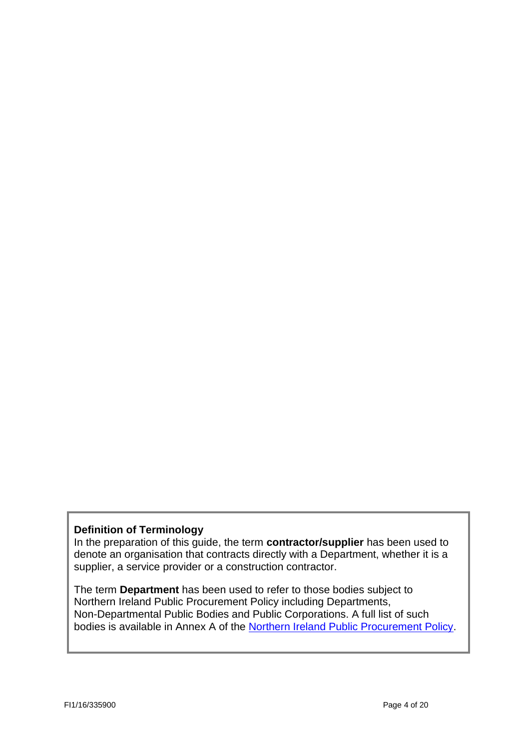**Definition of Terminology**

In the preparation of this guide, the term **contractor/supplier** has been used to denote an organisation that contracts directly with a Department, whether it is a supplier, a service provider or a construction contractor.

The term **Department** has been used to refer to those bodies subject to Northern Ireland Public Procurement Policy including Departments, Non-Departmental Public Bodies and Public Corporations. A full list of such bodies is available in Annex A of the Northern Ireland Public Procurement Policy.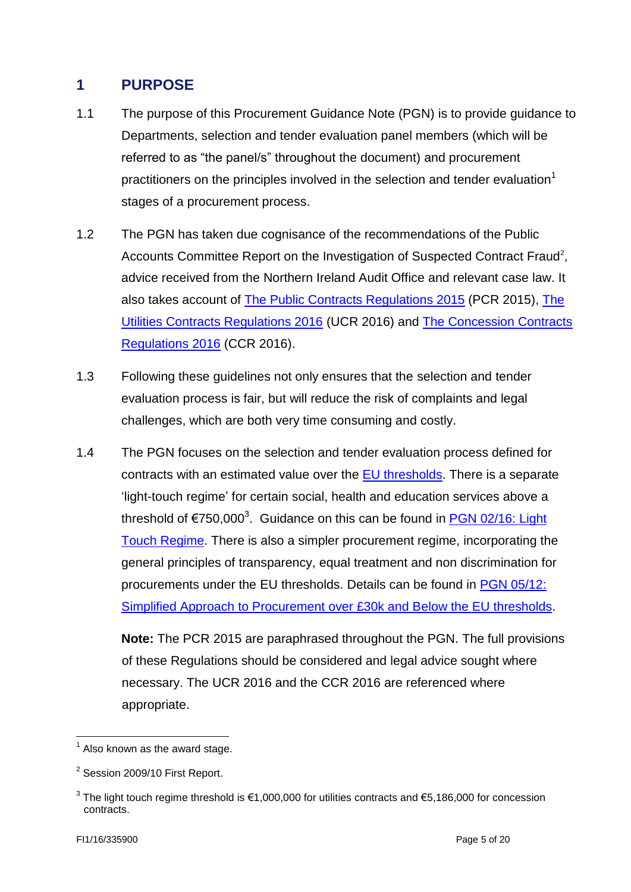## 1 PURPOSE

1.1 The purpose of this Procurement Guidance Note (PGN) is to provide guidance to Departments, selection and tender evaluation panel members (which will be referred to as "the panel/s" throughout the document) and procurement practitioners on the principles involved in the selection and tender evaluation[1] stages of a procurement process.

1.2 The PGN has taken due cognisance of the recommendations of the Public Accounts Committee Report on the Investigation of Suspected Contract Fraud[2], advice received from the Northern Ireland Audit Office and relevant case law. It also takes account of The Public Contracts Regulations 2015 (PCR 2015), The Utilities Contracts Regulations 2016 (UCR 2016) and The Concession Contracts Regulations 2016 (CCR 2016).

1.3 Following these guidelines not only ensures that the selection and tender evaluation process is fair, but will reduce the risk of complaints and legal challenges, which are both very time consuming and costly.

1.4 The PGN focuses on the selection and tender evaluation process defined for contracts with an estimated value over the EU thresholds. There is a separate 'light-touch regime' for certain social, health and education services above a threshold of €750,000[3]. Guidance on this can be found in PGN 02/16: Light Touch Regime. There is also a simpler procurement regime, incorporating the general principles of transparency, equal treatment and non discrimination for procurements under the EU thresholds. Details can be found in PGN 05/12: Simplified Approach to Procurement over £30k and Below the EU thresholds.

**Note:** The PCR 2015 are paraphrased throughout the PGN. The full provisions of these Regulations should be considered and legal advice sought where necessary. The UCR 2016 and the CCR 2016 are referenced where appropriate.

---

[1] Also known as the award stage.

[2] Session 2009/10 First Report.

[3] The light touch regime threshold is €1,000,000 for utilities contracts and €5,186,000 for concession contracts.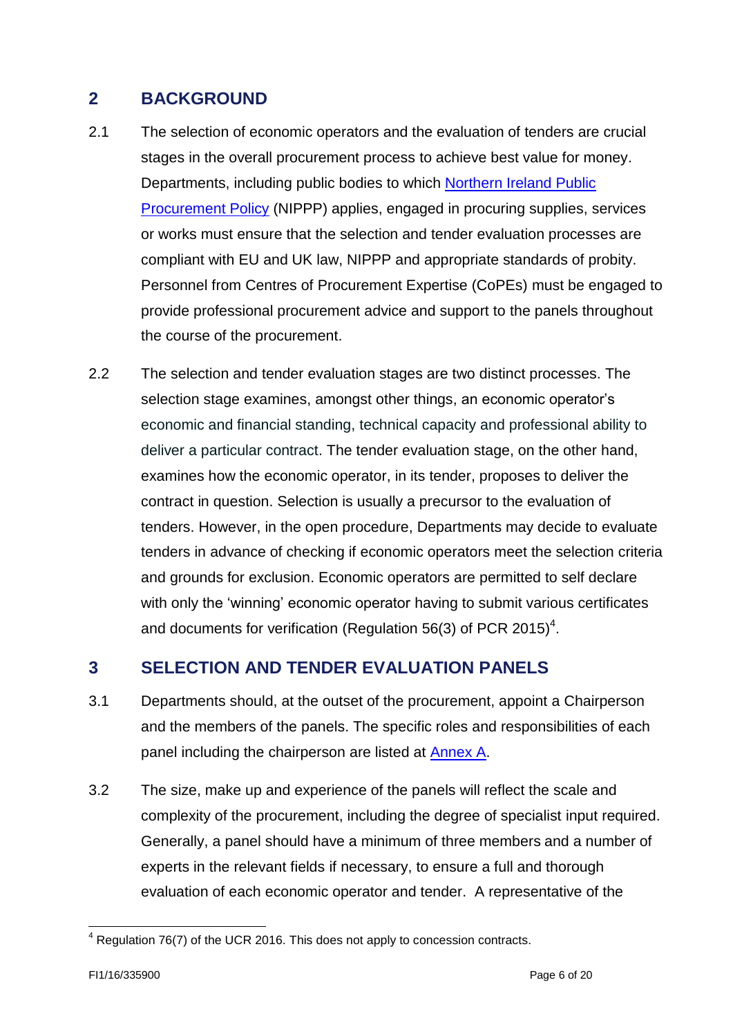## 2 BACKGROUND

2.1 The selection of economic operators and the evaluation of tenders are crucial stages in the overall procurement process to achieve best value for money. Departments, including public bodies to which Northern Ireland Public Procurement Policy (NIPPP) applies, engaged in procuring supplies, services or works must ensure that the selection and tender evaluation processes are compliant with EU and UK law, NIPPP and appropriate standards of probity. Personnel from Centres of Procurement Expertise (CoPEs) must be engaged to provide professional procurement advice and support to the panels throughout the course of the procurement.

2.2 The selection and tender evaluation stages are two distinct processes. The selection stage examines, amongst other things, an economic operator's economic and financial standing, technical capacity and professional ability to deliver a particular contract. The tender evaluation stage, on the other hand, examines how the economic operator, in its tender, proposes to deliver the contract in question. Selection is usually a precursor to the evaluation of tenders. However, in the open procedure, Departments may decide to evaluate tenders in advance of checking if economic operators meet the selection criteria and grounds for exclusion. Economic operators are permitted to self declare with only the 'winning' economic operator having to submit various certificates and documents for verification (Regulation 56(3) of PCR 2015)[4].

## 3 SELECTION AND TENDER EVALUATION PANELS

3.1 Departments should, at the outset of the procurement, appoint a Chairperson and the members of the panels. The specific roles and responsibilities of each panel including the chairperson are listed at Annex A.

3.2 The size, make up and experience of the panels will reflect the scale and complexity of the procurement, including the degree of specialist input required. Generally, a panel should have a minimum of three members and a number of experts in the relevant fields if necessary, to ensure a full and thorough evaluation of each economic operator and tender. A representative of the

[4] Regulation 76(7) of the UCR 2016. This does not apply to concession contracts.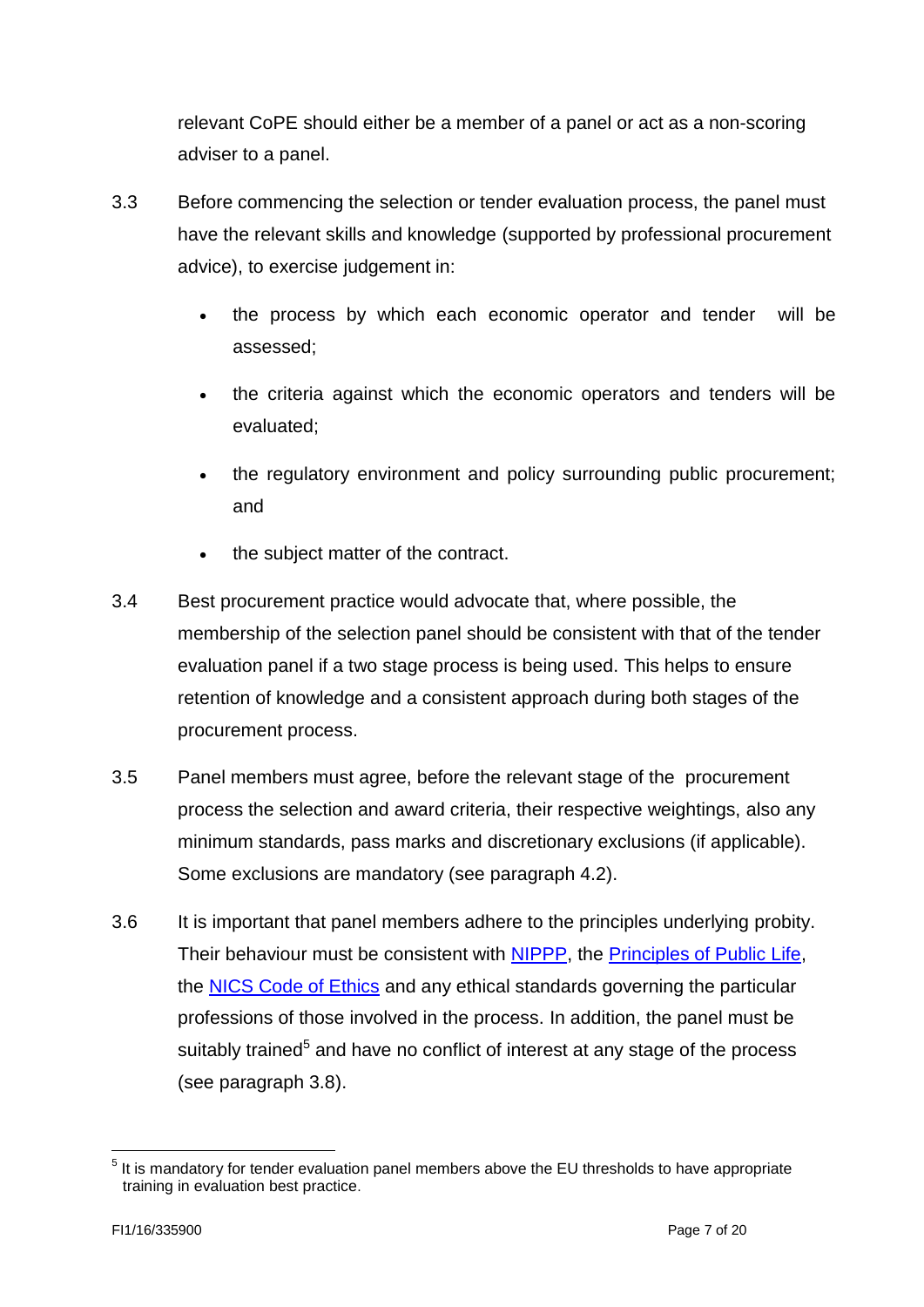relevant CoPE should either be a member of a panel or act as a non-scoring adviser to a panel.

3.3 Before commencing the selection or tender evaluation process, the panel must have the relevant skills and knowledge (supported by professional procurement advice), to exercise judgement in:

- the process by which each economic operator and tender will be assessed;
- the criteria against which the economic operators and tenders will be evaluated;
- the regulatory environment and policy surrounding public procurement; and
- the subject matter of the contract.

3.4 Best procurement practice would advocate that, where possible, the membership of the selection panel should be consistent with that of the tender evaluation panel if a two stage process is being used. This helps to ensure retention of knowledge and a consistent approach during both stages of the procurement process.

3.5 Panel members must agree, before the relevant stage of the procurement process the selection and award criteria, their respective weightings, also any minimum standards, pass marks and discretionary exclusions (if applicable). Some exclusions are mandatory (see paragraph 4.2).

3.6 It is important that panel members adhere to the principles underlying probity. Their behaviour must be consistent with [NIPPP](), the [Principles of Public Life](), the [NICS Code of Ethics]() and any ethical standards governing the particular professions of those involved in the process. In addition, the panel must be suitably trained[5] and have no conflict of interest at any stage of the process (see paragraph 3.8).

---

[5] It is mandatory for tender evaluation panel members above the EU thresholds to have appropriate training in evaluation best practice.

FI1/16/335900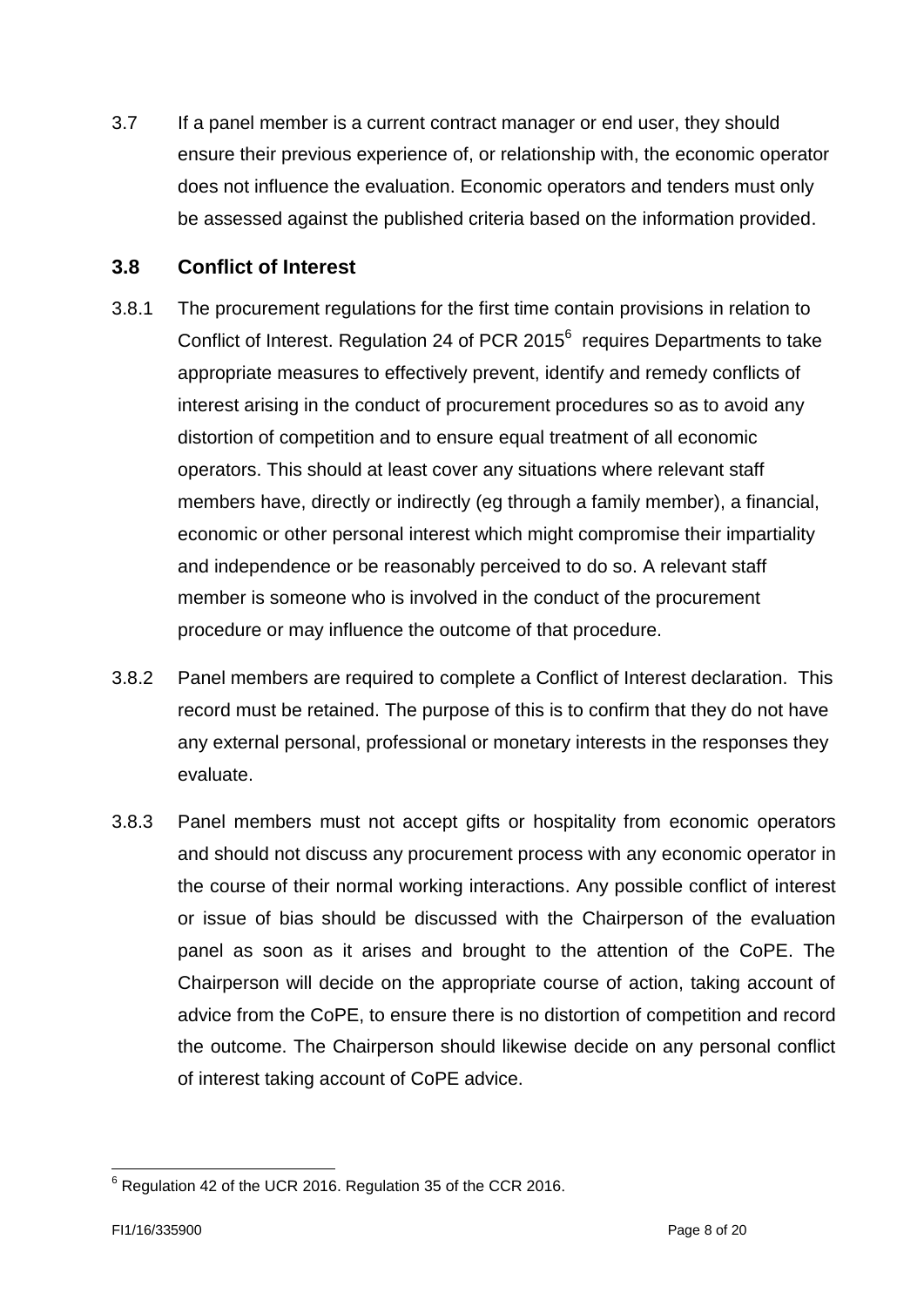3.7 If a panel member is a current contract manager or end user, they should ensure their previous experience of, or relationship with, the economic operator does not influence the evaluation. Economic operators and tenders must only be assessed against the published criteria based on the information provided.

## 3.8 Conflict of Interest

3.8.1 The procurement regulations for the first time contain provisions in relation to Conflict of Interest. Regulation 24 of PCR 2015[6] requires Departments to take appropriate measures to effectively prevent, identify and remedy conflicts of interest arising in the conduct of procurement procedures so as to avoid any distortion of competition and to ensure equal treatment of all economic operators. This should at least cover any situations where relevant staff members have, directly or indirectly (eg through a family member), a financial, economic or other personal interest which might compromise their impartiality and independence or be reasonably perceived to do so. A relevant staff member is someone who is involved in the conduct of the procurement procedure or may influence the outcome of that procedure.

3.8.2 Panel members are required to complete a Conflict of Interest declaration. This record must be retained. The purpose of this is to confirm that they do not have any external personal, professional or monetary interests in the responses they evaluate.

3.8.3 Panel members must not accept gifts or hospitality from economic operators and should not discuss any procurement process with any economic operator in the course of their normal working interactions. Any possible conflict of interest or issue of bias should be discussed with the Chairperson of the evaluation panel as soon as it arises and brought to the attention of the CoPE. The Chairperson will decide on the appropriate course of action, taking account of advice from the CoPE, to ensure there is no distortion of competition and record the outcome. The Chairperson should likewise decide on any personal conflict of interest taking account of CoPE advice.

[6] Regulation 42 of the UCR 2016. Regulation 35 of the CCR 2016.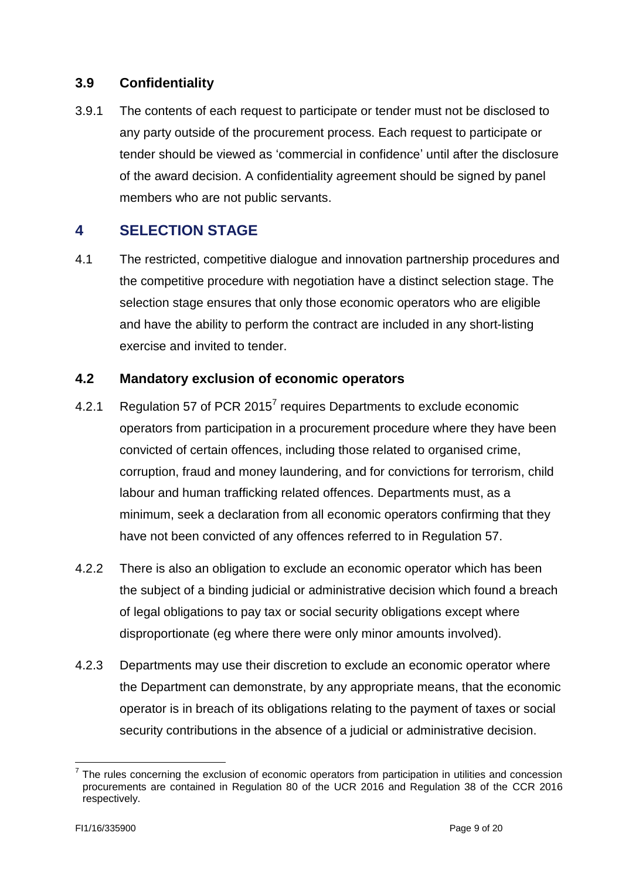### 3.9 Confidentiality

3.9.1 The contents of each request to participate or tender must not be disclosed to any party outside of the procurement process. Each request to participate or tender should be viewed as 'commercial in confidence' until after the disclosure of the award decision. A confidentiality agreement should be signed by panel members who are not public servants.

## 4 SELECTION STAGE

4.1 The restricted, competitive dialogue and innovation partnership procedures and the competitive procedure with negotiation have a distinct selection stage. The selection stage ensures that only those economic operators who are eligible and have the ability to perform the contract are included in any short-listing exercise and invited to tender.

### 4.2 Mandatory exclusion of economic operators

4.2.1 Regulation 57 of PCR 2015[7] requires Departments to exclude economic operators from participation in a procurement procedure where they have been convicted of certain offences, including those related to organised crime, corruption, fraud and money laundering, and for convictions for terrorism, child labour and human trafficking related offences. Departments must, as a minimum, seek a declaration from all economic operators confirming that they have not been convicted of any offences referred to in Regulation 57.

4.2.2 There is also an obligation to exclude an economic operator which has been the subject of a binding judicial or administrative decision which found a breach of legal obligations to pay tax or social security obligations except where disproportionate (eg where there were only minor amounts involved).

4.2.3 Departments may use their discretion to exclude an economic operator where the Department can demonstrate, by any appropriate means, that the economic operator is in breach of its obligations relating to the payment of taxes or social security contributions in the absence of a judicial or administrative decision.

---

[7] The rules concerning the exclusion of economic operators from participation in utilities and concession procurements are contained in Regulation 80 of the UCR 2016 and Regulation 38 of the CCR 2016 respectively.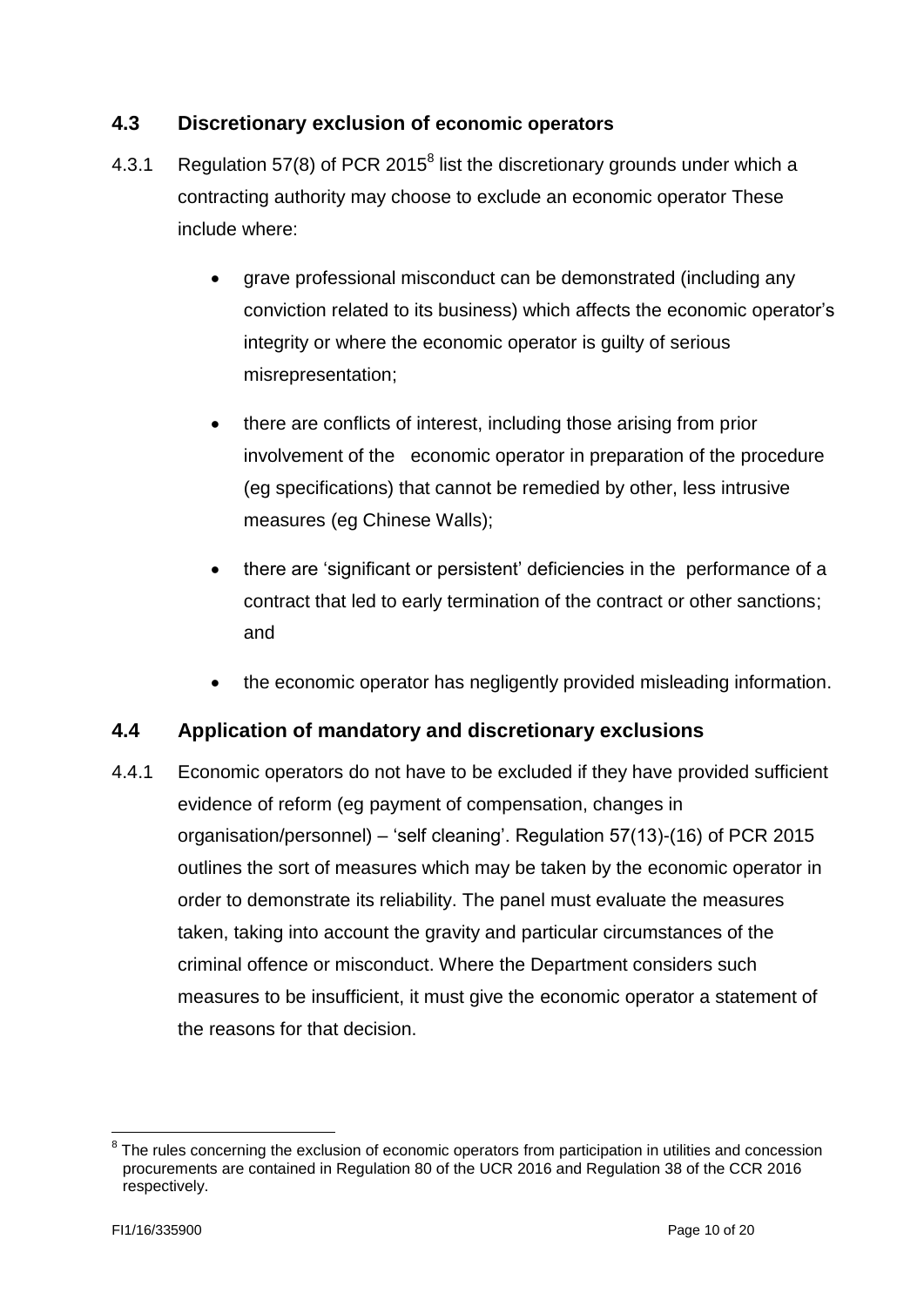### 4.3 Discretionary exclusion of economic operators

4.3.1 Regulation 57(8) of PCR 2015[8] list the discretionary grounds under which a contracting authority may choose to exclude an economic operator These include where:

- grave professional misconduct can be demonstrated (including any conviction related to its business) which affects the economic operator's integrity or where the economic operator is guilty of serious misrepresentation;
- there are conflicts of interest, including those arising from prior involvement of the economic operator in preparation of the procedure (eg specifications) that cannot be remedied by other, less intrusive measures (eg Chinese Walls);
- there are 'significant or persistent' deficiencies in the performance of a contract that led to early termination of the contract or other sanctions; and
- the economic operator has negligently provided misleading information.

### 4.4 Application of mandatory and discretionary exclusions

4.4.1 Economic operators do not have to be excluded if they have provided sufficient evidence of reform (eg payment of compensation, changes in organisation/personnel) – 'self cleaning'. Regulation 57(13)-(16) of PCR 2015 outlines the sort of measures which may be taken by the economic operator in order to demonstrate its reliability. The panel must evaluate the measures taken, taking into account the gravity and particular circumstances of the criminal offence or misconduct. Where the Department considers such measures to be insufficient, it must give the economic operator a statement of the reasons for that decision.

[8] The rules concerning the exclusion of economic operators from participation in utilities and concession procurements are contained in Regulation 80 of the UCR 2016 and Regulation 38 of the CCR 2016 respectively.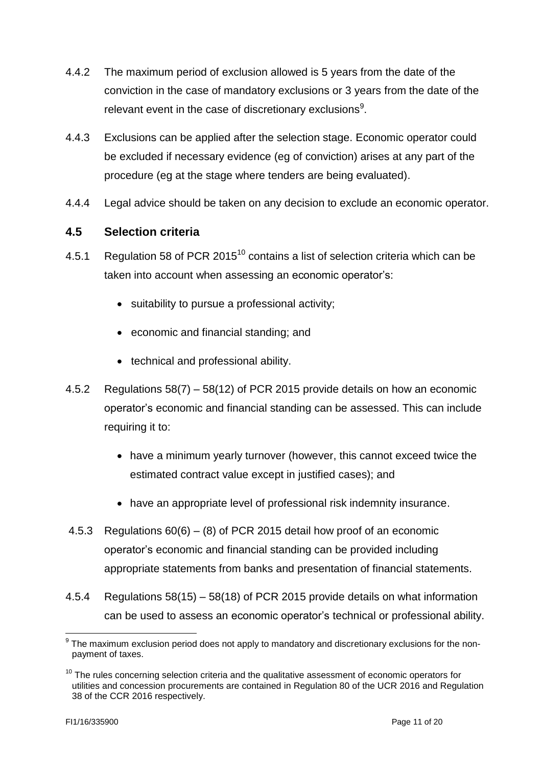4.4.2 The maximum period of exclusion allowed is 5 years from the date of the conviction in the case of mandatory exclusions or 3 years from the date of the relevant event in the case of discretionary exclusions[9].

4.4.3 Exclusions can be applied after the selection stage. Economic operator could be excluded if necessary evidence (eg of conviction) arises at any part of the procedure (eg at the stage where tenders are being evaluated).

4.4.4 Legal advice should be taken on any decision to exclude an economic operator.

### 4.5 Selection criteria

4.5.1 Regulation 58 of PCR 2015[10] contains a list of selection criteria which can be taken into account when assessing an economic operator's:

- suitability to pursue a professional activity;
- economic and financial standing; and
- technical and professional ability.

4.5.2 Regulations 58(7) – 58(12) of PCR 2015 provide details on how an economic operator's economic and financial standing can be assessed. This can include requiring it to:

- have a minimum yearly turnover (however, this cannot exceed twice the estimated contract value except in justified cases); and
- have an appropriate level of professional risk indemnity insurance.

4.5.3 Regulations 60(6) – (8) of PCR 2015 detail how proof of an economic operator's economic and financial standing can be provided including appropriate statements from banks and presentation of financial statements.

4.5.4 Regulations 58(15) – 58(18) of PCR 2015 provide details on what information can be used to assess an economic operator's technical or professional ability.

---

[9] The maximum exclusion period does not apply to mandatory and discretionary exclusions for the non-payment of taxes.

[10] The rules concerning selection criteria and the qualitative assessment of economic operators for utilities and concession procurements are contained in Regulation 80 of the UCR 2016 and Regulation 38 of the CCR 2016 respectively.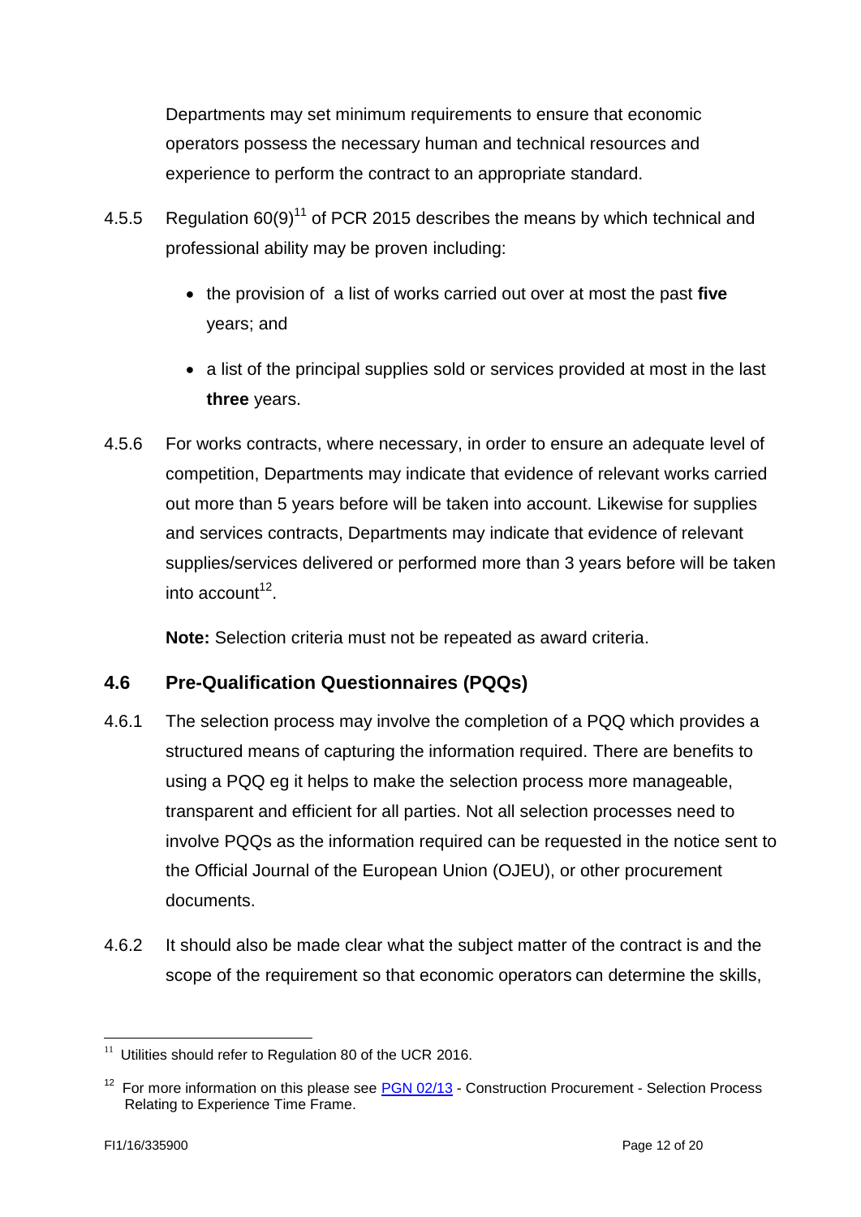Departments may set minimum requirements to ensure that economic operators possess the necessary human and technical resources and experience to perform the contract to an appropriate standard.

4.5.5 Regulation 60(9)[11] of PCR 2015 describes the means by which technical and professional ability may be proven including:

- the provision of a list of works carried out over at most the past **five** years; and
- a list of the principal supplies sold or services provided at most in the last **three** years.

4.5.6 For works contracts, where necessary, in order to ensure an adequate level of competition, Departments may indicate that evidence of relevant works carried out more than 5 years before will be taken into account. Likewise for supplies and services contracts, Departments may indicate that evidence of relevant supplies/services delivered or performed more than 3 years before will be taken into account[12].

**Note:** Selection criteria must not be repeated as award criteria.

## 4.6 Pre-Qualification Questionnaires (PQQs)

4.6.1 The selection process may involve the completion of a PQQ which provides a structured means of capturing the information required. There are benefits to using a PQQ eg it helps to make the selection process more manageable, transparent and efficient for all parties. Not all selection processes need to involve PQQs as the information required can be requested in the notice sent to the Official Journal of the European Union (OJEU), or other procurement documents.

4.6.2 It should also be made clear what the subject matter of the contract is and the scope of the requirement so that economic operators can determine the skills,

---

[11] Utilities should refer to Regulation 80 of the UCR 2016.

[12] For more information on this please see PGN 02/13 - Construction Procurement - Selection Process Relating to Experience Time Frame.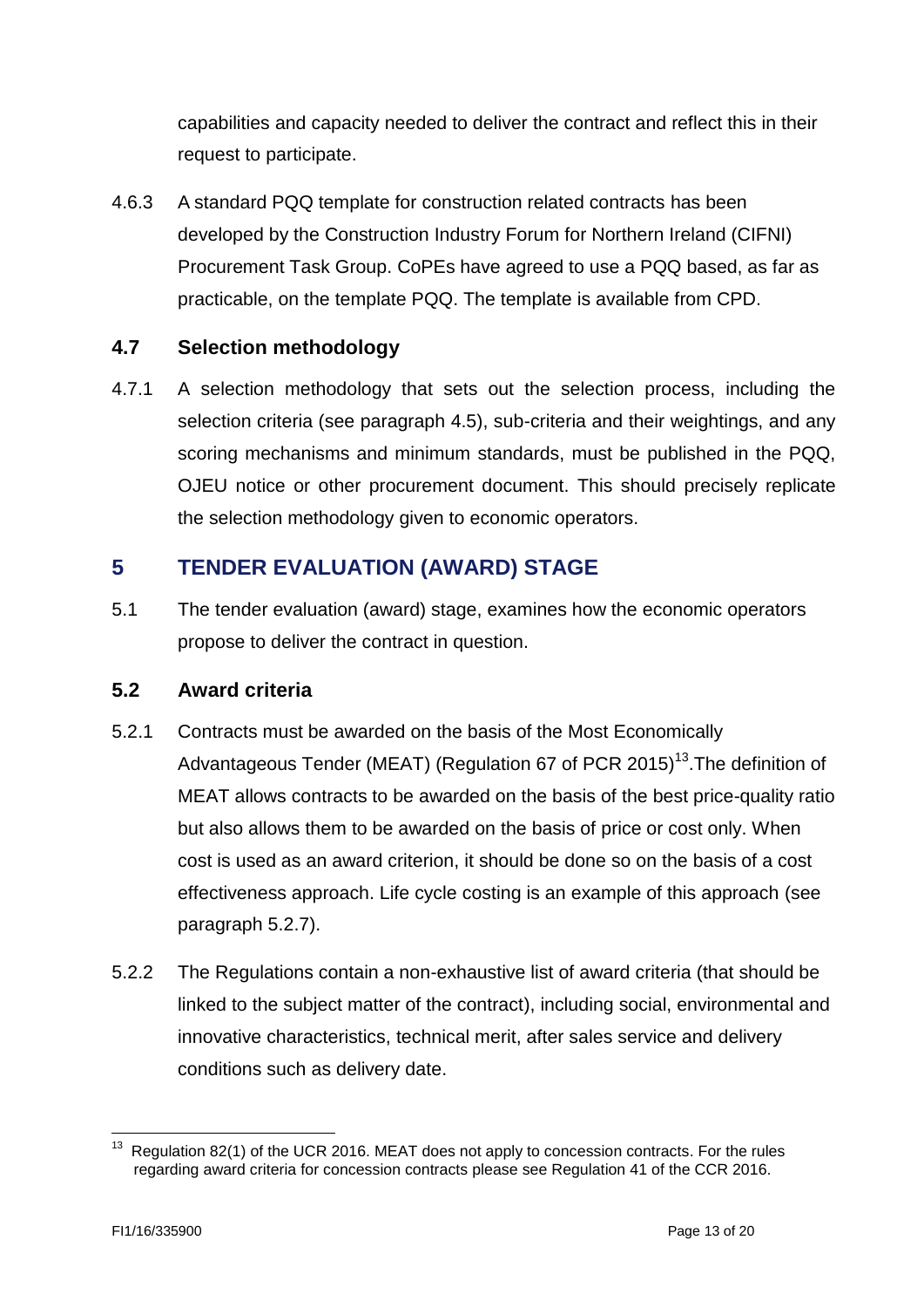capabilities and capacity needed to deliver the contract and reflect this in their request to participate.

4.6.3 A standard PQQ template for construction related contracts has been developed by the Construction Industry Forum for Northern Ireland (CIFNI) Procurement Task Group. CoPEs have agreed to use a PQQ based, as far as practicable, on the template PQQ. The template is available from CPD.

### 4.7 Selection methodology

4.7.1 A selection methodology that sets out the selection process, including the selection criteria (see paragraph 4.5), sub-criteria and their weightings, and any scoring mechanisms and minimum standards, must be published in the PQQ, OJEU notice or other procurement document. This should precisely replicate the selection methodology given to economic operators.

## 5 TENDER EVALUATION (AWARD) STAGE

5.1 The tender evaluation (award) stage, examines how the economic operators propose to deliver the contract in question.

### 5.2 Award criteria

5.2.1 Contracts must be awarded on the basis of the Most Economically Advantageous Tender (MEAT) (Regulation 67 of PCR 2015)[13].The definition of MEAT allows contracts to be awarded on the basis of the best price-quality ratio but also allows them to be awarded on the basis of price or cost only. When cost is used as an award criterion, it should be done so on the basis of a cost effectiveness approach. Life cycle costing is an example of this approach (see paragraph 5.2.7).

5.2.2 The Regulations contain a non-exhaustive list of award criteria (that should be linked to the subject matter of the contract), including social, environmental and innovative characteristics, technical merit, after sales service and delivery conditions such as delivery date.

---

[13] Regulation 82(1) of the UCR 2016. MEAT does not apply to concession contracts. For the rules regarding award criteria for concession contracts please see Regulation 41 of the CCR 2016.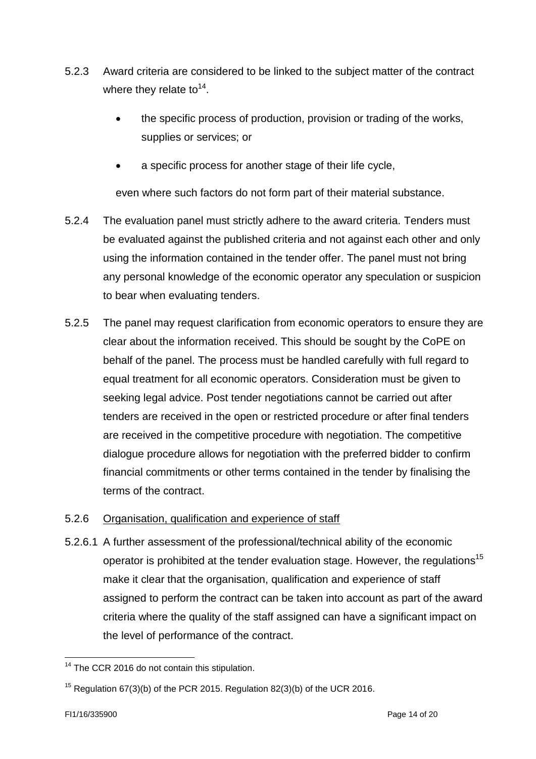5.2.3 Award criteria are considered to be linked to the subject matter of the contract where they relate to[14].

- the specific process of production, provision or trading of the works, supplies or services; or
- a specific process for another stage of their life cycle,

even where such factors do not form part of their material substance.

5.2.4 The evaluation panel must strictly adhere to the award criteria. Tenders must be evaluated against the published criteria and not against each other and only using the information contained in the tender offer. The panel must not bring any personal knowledge of the economic operator any speculation or suspicion to bear when evaluating tenders.

5.2.5 The panel may request clarification from economic operators to ensure they are clear about the information received. This should be sought by the CoPE on behalf of the panel. The process must be handled carefully with full regard to equal treatment for all economic operators. Consideration must be given to seeking legal advice. Post tender negotiations cannot be carried out after tenders are received in the open or restricted procedure or after final tenders are received in the competitive procedure with negotiation. The competitive dialogue procedure allows for negotiation with the preferred bidder to confirm financial commitments or other terms contained in the tender by finalising the terms of the contract.

5.2.6 <u>Organisation, qualification and experience of staff</u>

5.2.6.1 A further assessment of the professional/technical ability of the economic operator is prohibited at the tender evaluation stage. However, the regulations[15] make it clear that the organisation, qualification and experience of staff assigned to perform the contract can be taken into account as part of the award criteria where the quality of the staff assigned can have a significant impact on the level of performance of the contract.

---

[14] The CCR 2016 do not contain this stipulation.

[15] Regulation 67(3)(b) of the PCR 2015. Regulation 82(3)(b) of the UCR 2016.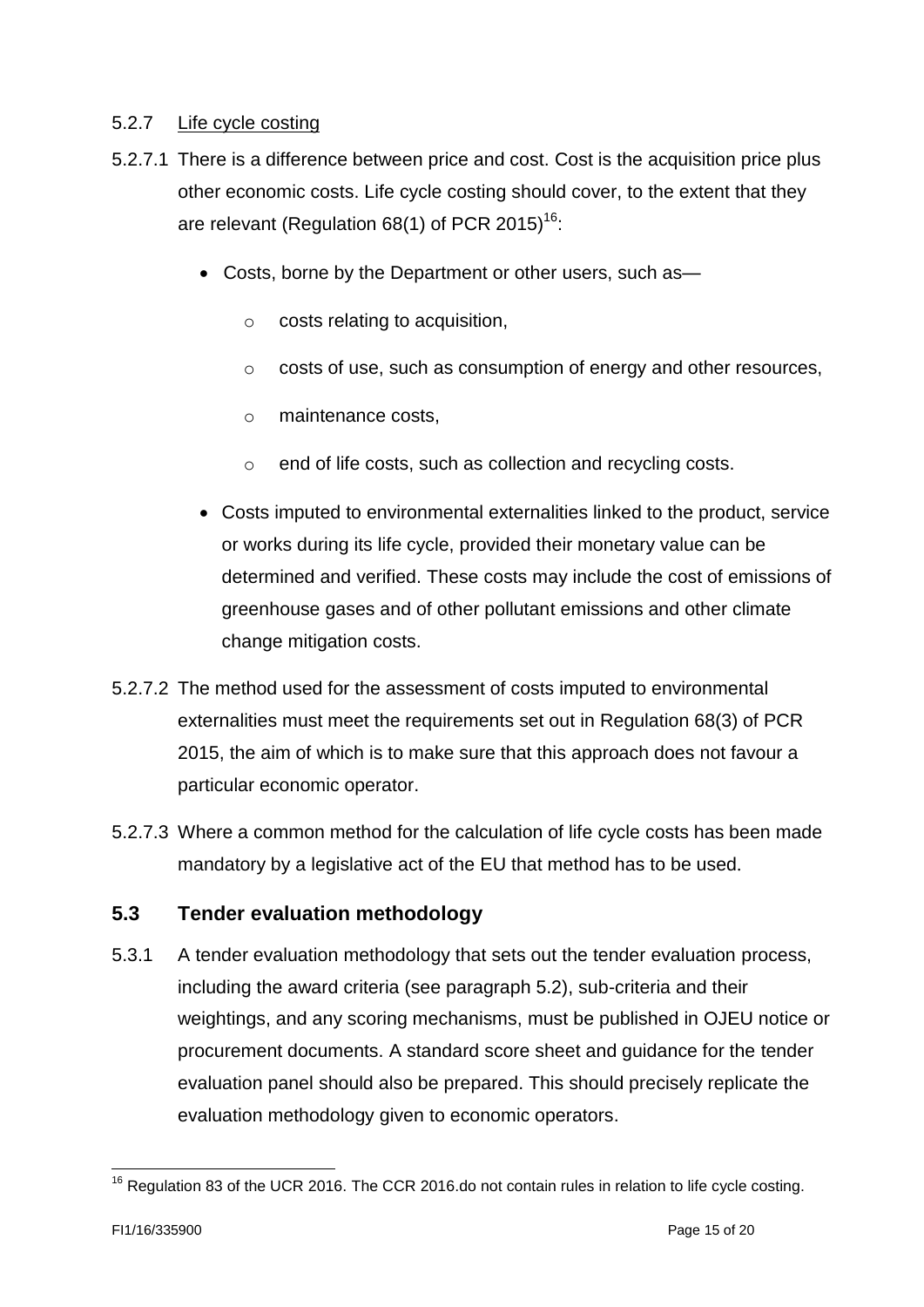5.2.7 Life cycle costing

5.2.7.1 There is a difference between price and cost. Cost is the acquisition price plus other economic costs. Life cycle costing should cover, to the extent that they are relevant (Regulation 68(1) of PCR 2015)[16]:

- Costs, borne by the Department or other users, such as—
  - costs relating to acquisition,
  - costs of use, such as consumption of energy and other resources,
  - maintenance costs,
  - end of life costs, such as collection and recycling costs.
- Costs imputed to environmental externalities linked to the product, service or works during its life cycle, provided their monetary value can be determined and verified. These costs may include the cost of emissions of greenhouse gases and of other pollutant emissions and other climate change mitigation costs.

5.2.7.2 The method used for the assessment of costs imputed to environmental externalities must meet the requirements set out in Regulation 68(3) of PCR 2015, the aim of which is to make sure that this approach does not favour a particular economic operator.

5.2.7.3 Where a common method for the calculation of life cycle costs has been made mandatory by a legislative act of the EU that method has to be used.

## 5.3 Tender evaluation methodology

5.3.1 A tender evaluation methodology that sets out the tender evaluation process, including the award criteria (see paragraph 5.2), sub-criteria and their weightings, and any scoring mechanisms, must be published in OJEU notice or procurement documents. A standard score sheet and guidance for the tender evaluation panel should also be prepared. This should precisely replicate the evaluation methodology given to economic operators.

[16] Regulation 83 of the UCR 2016. The CCR 2016.do not contain rules in relation to life cycle costing.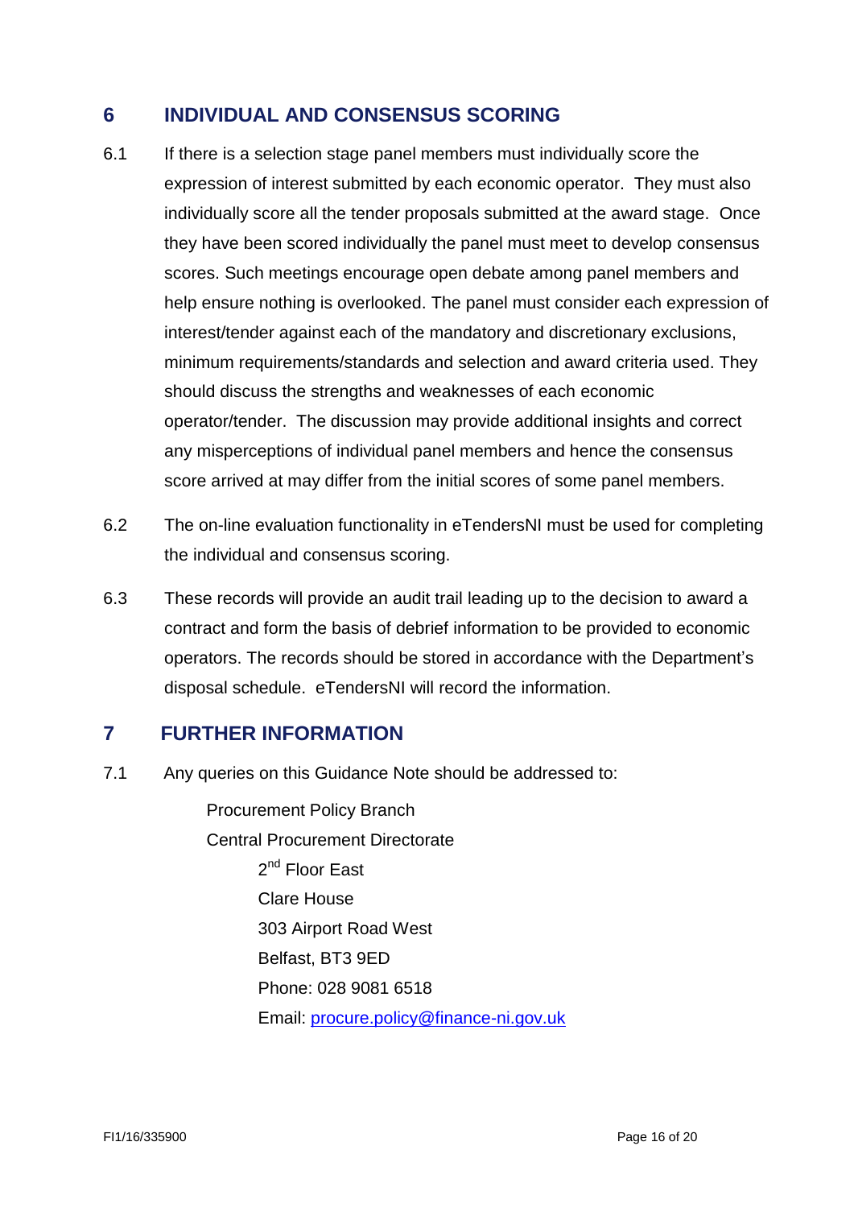## 6 INDIVIDUAL AND CONSENSUS SCORING

6.1 If there is a selection stage panel members must individually score the expression of interest submitted by each economic operator. They must also individually score all the tender proposals submitted at the award stage. Once they have been scored individually the panel must meet to develop consensus scores. Such meetings encourage open debate among panel members and help ensure nothing is overlooked. The panel must consider each expression of interest/tender against each of the mandatory and discretionary exclusions, minimum requirements/standards and selection and award criteria used. They should discuss the strengths and weaknesses of each economic operator/tender. The discussion may provide additional insights and correct any misperceptions of individual panel members and hence the consensus score arrived at may differ from the initial scores of some panel members.

6.2 The on-line evaluation functionality in eTendersNI must be used for completing the individual and consensus scoring.

6.3 These records will provide an audit trail leading up to the decision to award a contract and form the basis of debrief information to be provided to economic operators. The records should be stored in accordance with the Department's disposal schedule. eTendersNI will record the information.

## 7 FURTHER INFORMATION

7.1 Any queries on this Guidance Note should be addressed to:

Procurement Policy Branch
Central Procurement Directorate
2nd Floor East
Clare House
303 Airport Road West
Belfast, BT3 9ED
Phone: 028 9081 6518
Email: procure.policy@finance-ni.gov.uk

FI1/16/335900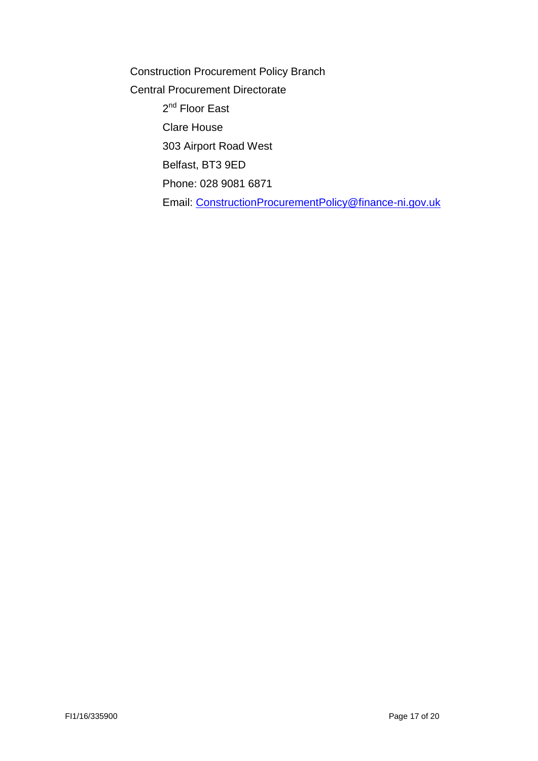Construction Procurement Policy Branch

Central Procurement Directorate

2nd Floor East

Clare House

303 Airport Road West

Belfast, BT3 9ED

Phone: 028 9081 6871

Email: ConstructionProcurementPolicy@finance-ni.gov.uk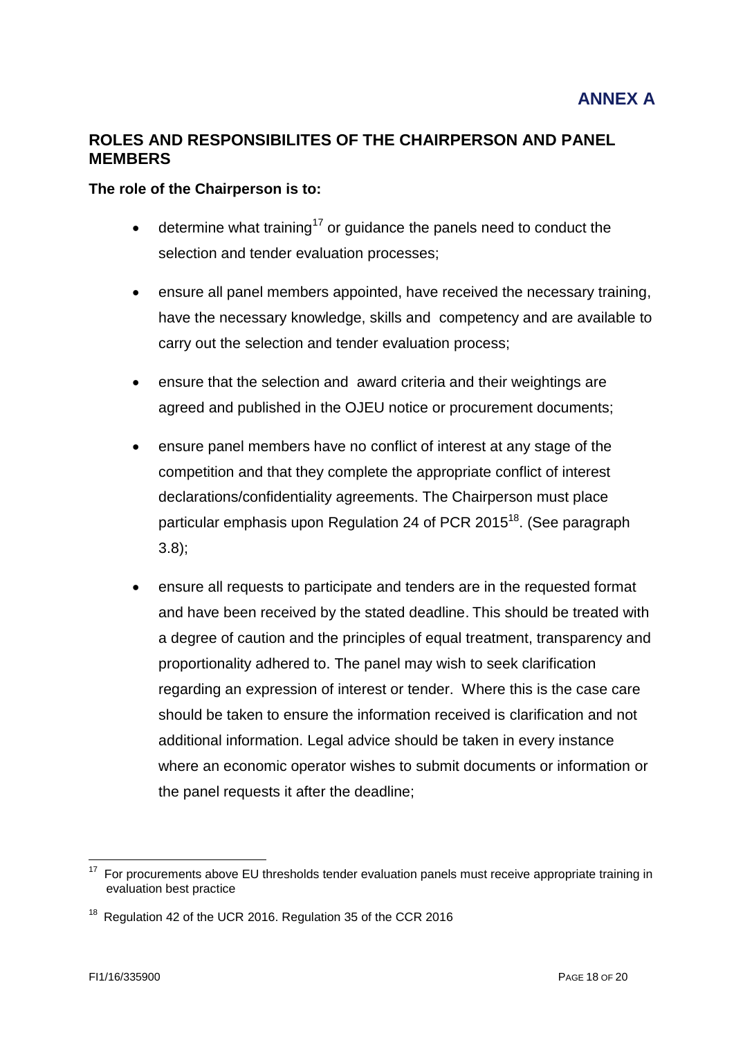# ANNEX A

## ROLES AND RESPONSIBILITES OF THE CHAIRPERSON AND PANEL MEMBERS

**The role of the Chairperson is to:**

- determine what training[17] or guidance the panels need to conduct the selection and tender evaluation processes;
- ensure all panel members appointed, have received the necessary training, have the necessary knowledge, skills and competency and are available to carry out the selection and tender evaluation process;
- ensure that the selection and award criteria and their weightings are agreed and published in the OJEU notice or procurement documents;
- ensure panel members have no conflict of interest at any stage of the competition and that they complete the appropriate conflict of interest declarations/confidentiality agreements. The Chairperson must place particular emphasis upon Regulation 24 of PCR 2015[18]. (See paragraph 3.8);
- ensure all requests to participate and tenders are in the requested format and have been received by the stated deadline. This should be treated with a degree of caution and the principles of equal treatment, transparency and proportionality adhered to. The panel may wish to seek clarification regarding an expression of interest or tender. Where this is the case care should be taken to ensure the information received is clarification and not additional information. Legal advice should be taken in every instance where an economic operator wishes to submit documents or information or the panel requests it after the deadline;

---

[17] For procurements above EU thresholds tender evaluation panels must receive appropriate training in evaluation best practice

[18] Regulation 42 of the UCR 2016. Regulation 35 of the CCR 2016

FI1/16/335900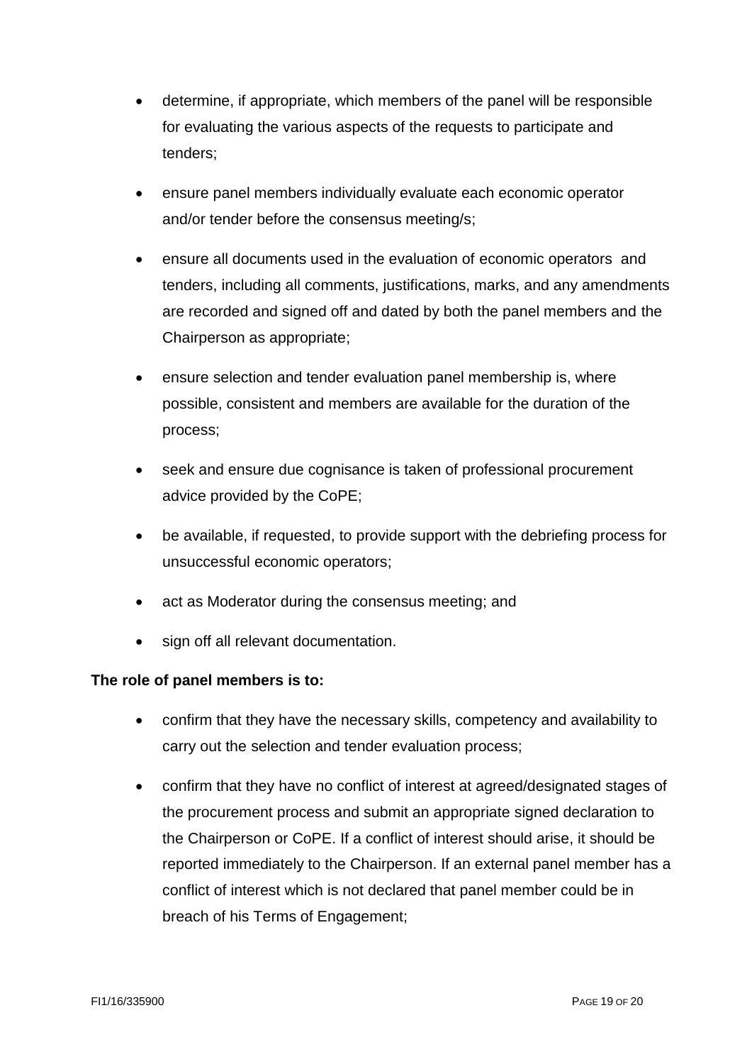- determine, if appropriate, which members of the panel will be responsible for evaluating the various aspects of the requests to participate and tenders;
- ensure panel members individually evaluate each economic operator and/or tender before the consensus meeting/s;
- ensure all documents used in the evaluation of economic operators and tenders, including all comments, justifications, marks, and any amendments are recorded and signed off and dated by both the panel members and the Chairperson as appropriate;
- ensure selection and tender evaluation panel membership is, where possible, consistent and members are available for the duration of the process;
- seek and ensure due cognisance is taken of professional procurement advice provided by the CoPE;
- be available, if requested, to provide support with the debriefing process for unsuccessful economic operators;
- act as Moderator during the consensus meeting; and
- sign off all relevant documentation.

**The role of panel members is to:**

- confirm that they have the necessary skills, competency and availability to carry out the selection and tender evaluation process;
- confirm that they have no conflict of interest at agreed/designated stages of the procurement process and submit an appropriate signed declaration to the Chairperson or CoPE. If a conflict of interest should arise, it should be reported immediately to the Chairperson. If an external panel member has a conflict of interest which is not declared that panel member could be in breach of his Terms of Engagement;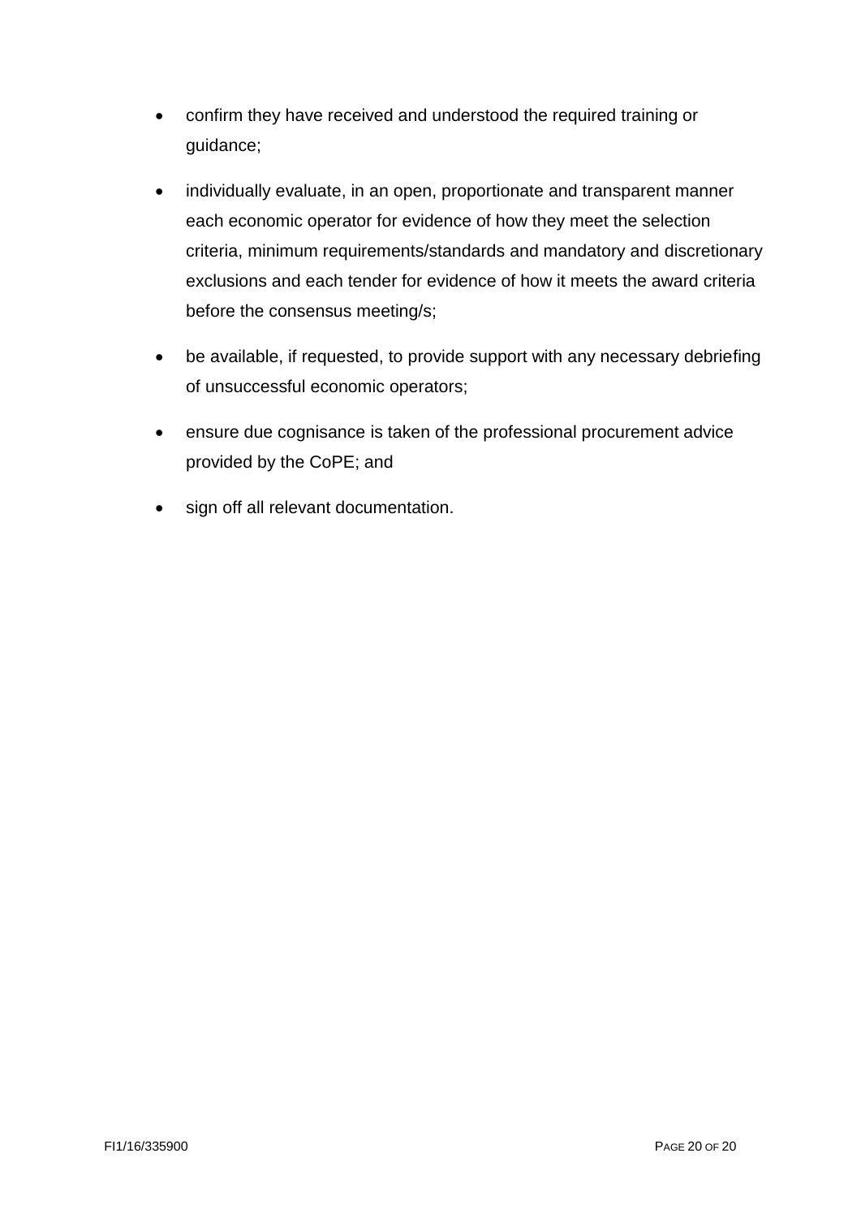- confirm they have received and understood the required training or guidance;
- individually evaluate, in an open, proportionate and transparent manner each economic operator for evidence of how they meet the selection criteria, minimum requirements/standards and mandatory and discretionary exclusions and each tender for evidence of how it meets the award criteria before the consensus meeting/s;
- be available, if requested, to provide support with any necessary debriefing of unsuccessful economic operators;
- ensure due cognisance is taken of the professional procurement advice provided by the CoPE; and
- sign off all relevant documentation.